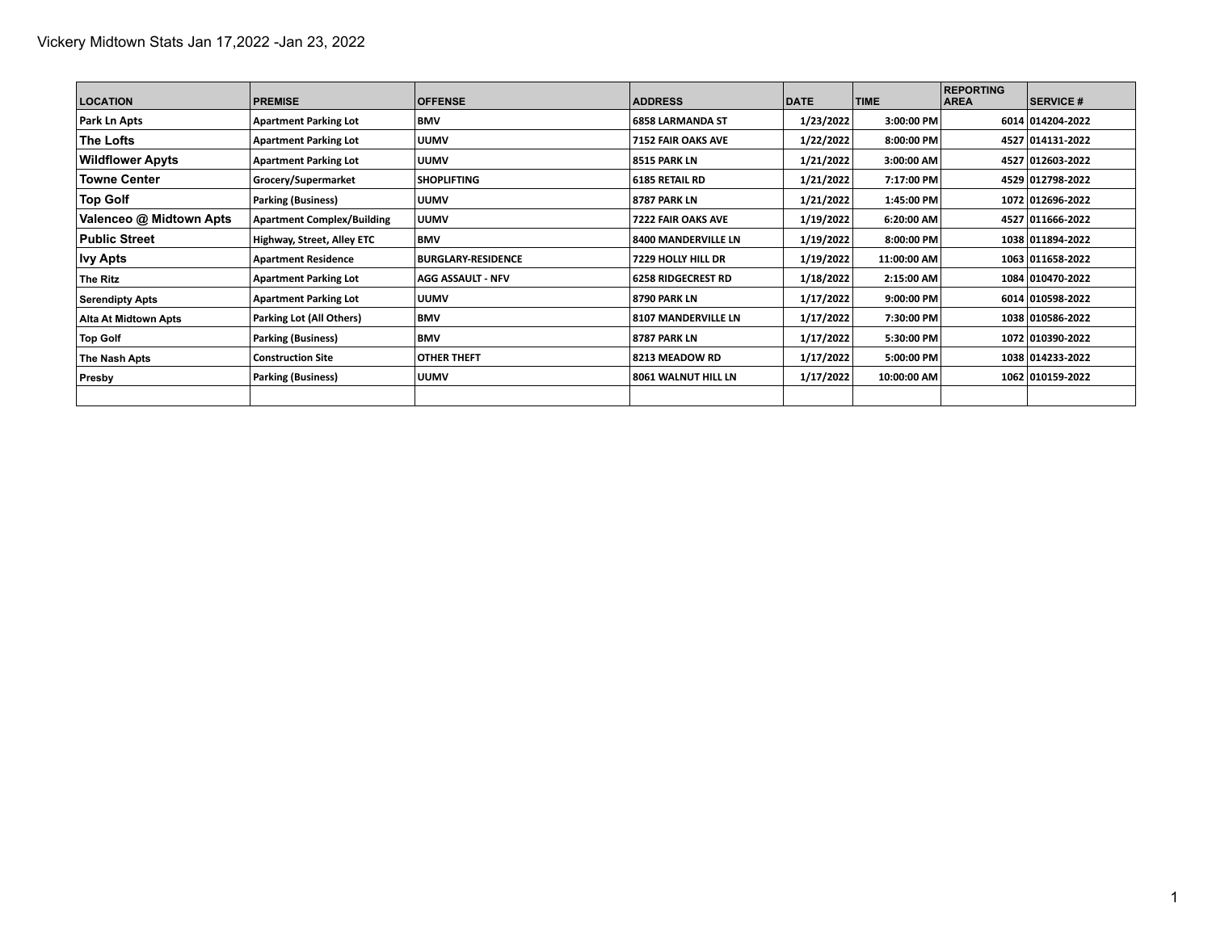Vickery Midtown Stats Jan 17,2022 -Jan 23, 2022

| LOCATION | PREMISE | OFFENSE | ADDRESS | DATE | TIME | REPORTING AREA | SERVICE # |
|---|---|---|---|---|---|---|---|
| Park Ln Apts | Apartment Parking Lot | BMV | 6858 LARMANDA ST | 1/23/2022 | 3:00:00 PM | 6014 | 014204-2022 |
| The Lofts | Apartment Parking Lot | UUMV | 7152 FAIR OAKS AVE | 1/22/2022 | 8:00:00 PM | 4527 | 014131-2022 |
| Wildflower Apyts | Apartment Parking Lot | UUMV | 8515 PARK LN | 1/21/2022 | 3:00:00 AM | 4527 | 012603-2022 |
| Towne Center | Grocery/Supermarket | SHOPLIFTING | 6185 RETAIL RD | 1/21/2022 | 7:17:00 PM | 4529 | 012798-2022 |
| Top Golf | Parking (Business) | UUMV | 8787 PARK LN | 1/21/2022 | 1:45:00 PM | 1072 | 012696-2022 |
| Valenceo @ Midtown Apts | Apartment Complex/Building | UUMV | 7222 FAIR OAKS AVE | 1/19/2022 | 6:20:00 AM | 4527 | 011666-2022 |
| Public Street | Highway, Street, Alley ETC | BMV | 8400 MANDERVILLE LN | 1/19/2022 | 8:00:00 PM | 1038 | 011894-2022 |
| Ivy Apts | Apartment Residence | BURGLARY-RESIDENCE | 7229 HOLLY HILL DR | 1/19/2022 | 11:00:00 AM | 1063 | 011658-2022 |
| The Ritz | Apartment Parking Lot | AGG ASSAULT - NFV | 6258 RIDGECREST RD | 1/18/2022 | 2:15:00 AM | 1084 | 010470-2022 |
| Serendipty Apts | Apartment Parking Lot | UUMV | 8790 PARK LN | 1/17/2022 | 9:00:00 PM | 6014 | 010598-2022 |
| Alta At Midtown Apts | Parking Lot (All Others) | BMV | 8107 MANDERVILLE LN | 1/17/2022 | 7:30:00 PM | 1038 | 010586-2022 |
| Top Golf | Parking (Business) | BMV | 8787 PARK LN | 1/17/2022 | 5:30:00 PM | 1072 | 010390-2022 |
| The Nash Apts | Construction Site | OTHER THEFT | 8213 MEADOW RD | 1/17/2022 | 5:00:00 PM | 1038 | 014233-2022 |
| Presby | Parking (Business) | UUMV | 8061 WALNUT HILL LN | 1/17/2022 | 10:00:00 AM | 1062 | 010159-2022 |
| | | | | | | | |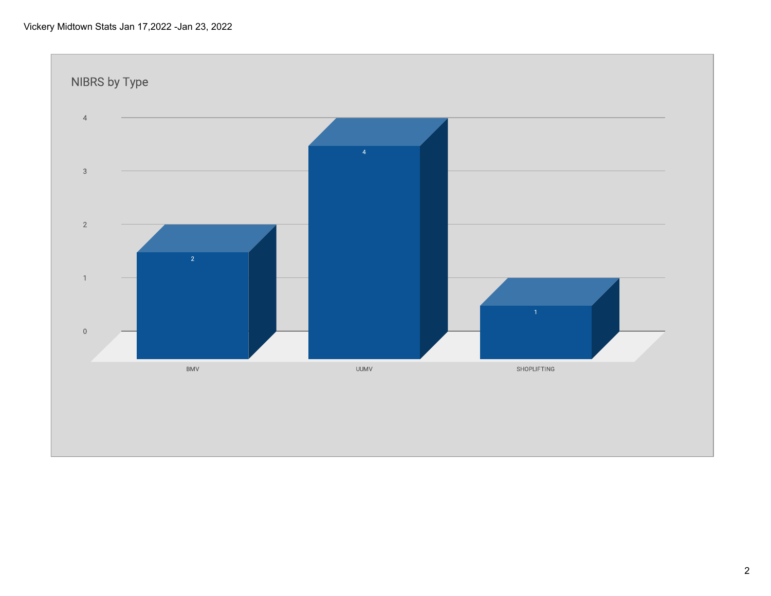Vickery Midtown Stats Jan 17,2022 -Jan 23, 2022

## NIBRS by Type

| Type | Count |
| --- | --- |
| BMV | 2 |
| UUMV | 4 |
| SHOPLIFTING | 1 |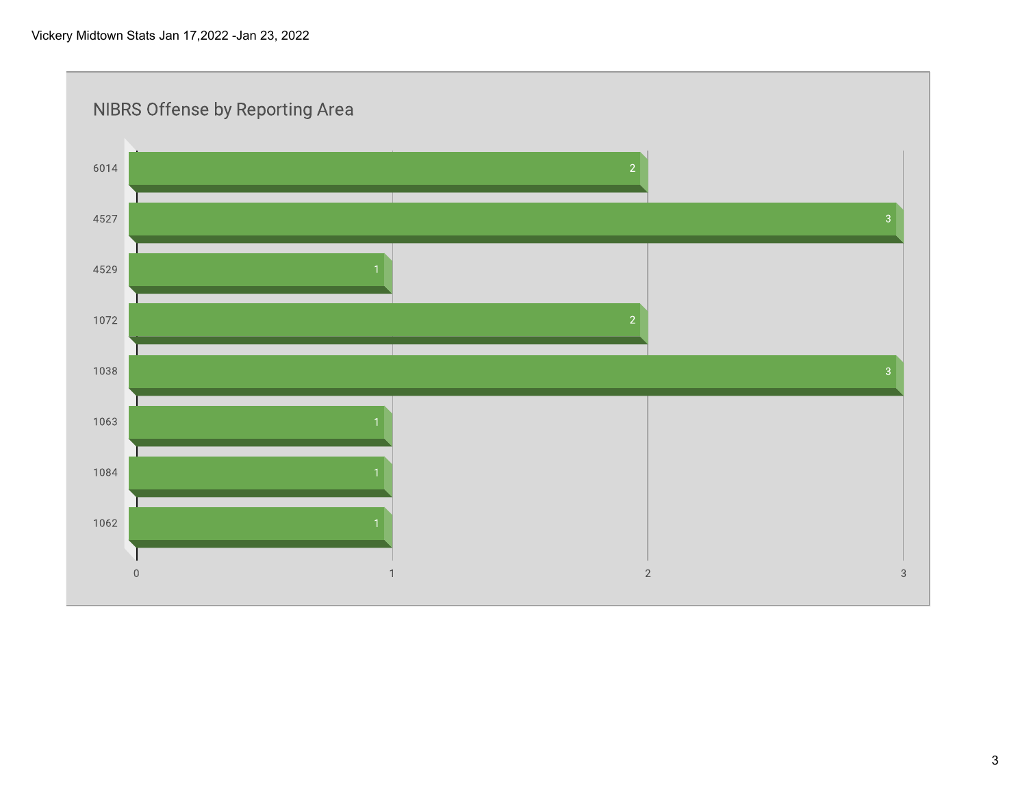Vickery Midtown Stats Jan 17,2022 -Jan 23, 2022

## NIBRS Offense by Reporting Area

| Reporting Area | Count |
|---|---|
| 6014 | 2 |
| 4527 | 3 |
| 4529 | 1 |
| 1072 | 2 |
| 1038 | 3 |
| 1063 | 1 |
| 1084 | 1 |
| 1062 | 1 |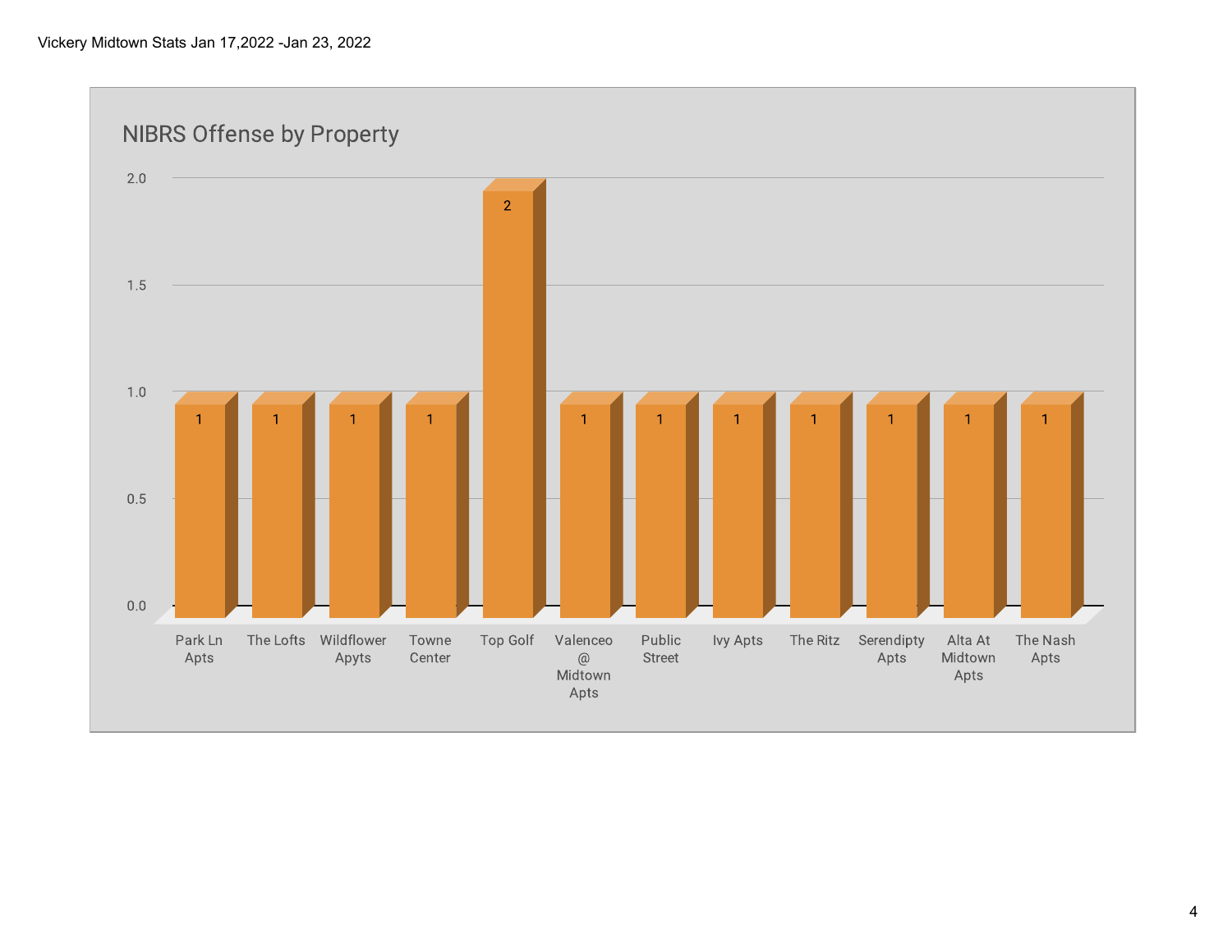Vickery Midtown Stats Jan 17,2022 -Jan 23, 2022

## NIBRS Offense by Property

| Property | Count |
| --- | --- |
| Park Ln Apts | 1 |
| The Lofts | 1 |
| Wildflower Apyts | 1 |
| Towne Center | 1 |
| Top Golf | 2 |
| Valenceo @ Midtown Apts | 1 |
| Public Street | 1 |
| Ivy Apts | 1 |
| The Ritz | 1 |
| Serendipty Apts | 1 |
| Alta At Midtown Apts | 1 |
| The Nash Apts | 1 |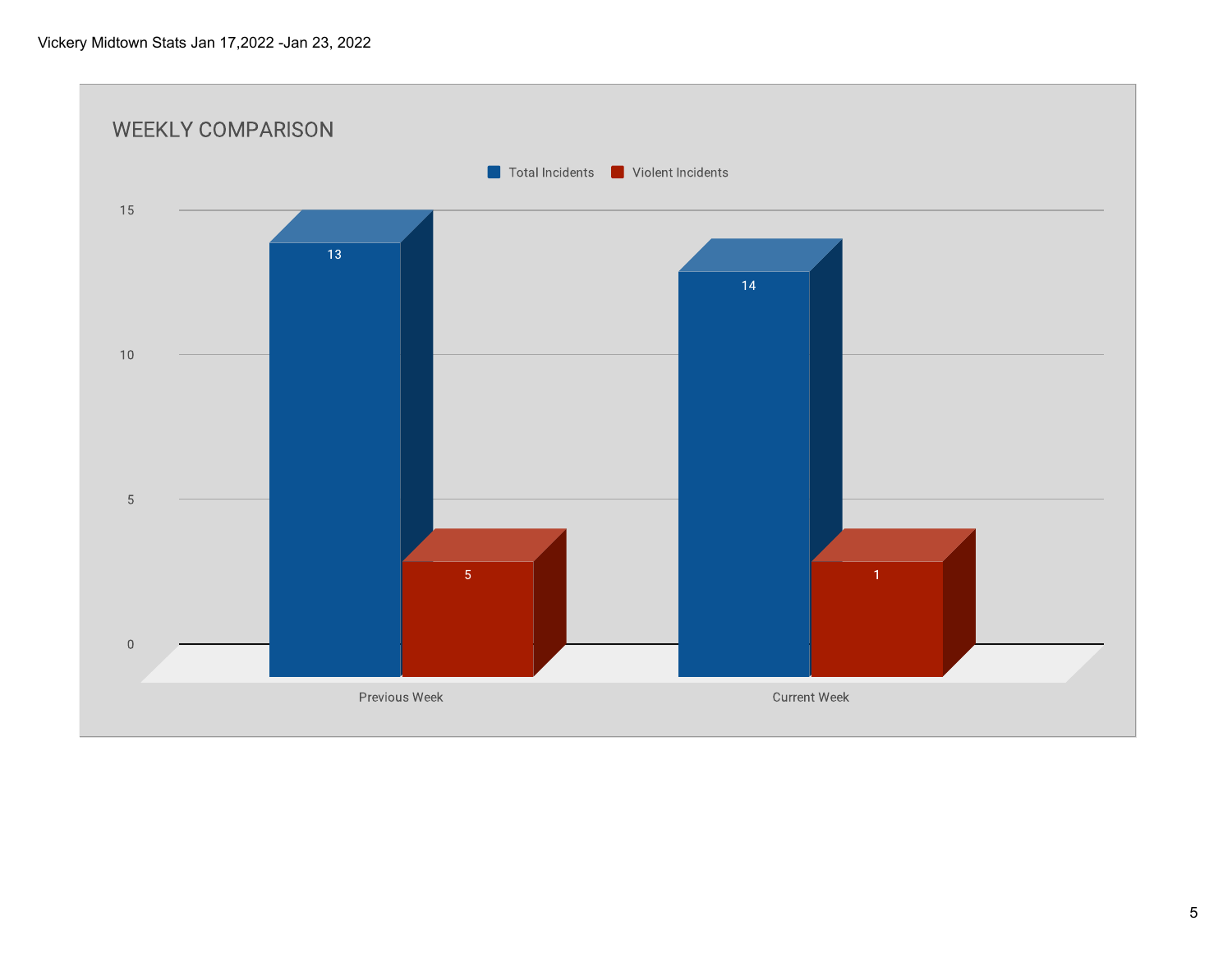Vickery Midtown Stats Jan 17,2022 -Jan 23, 2022

WEEKLY COMPARISON

Total Incidents
Violent Incidents

15
10
5
0

13
5
14
1

Previous Week
Current Week